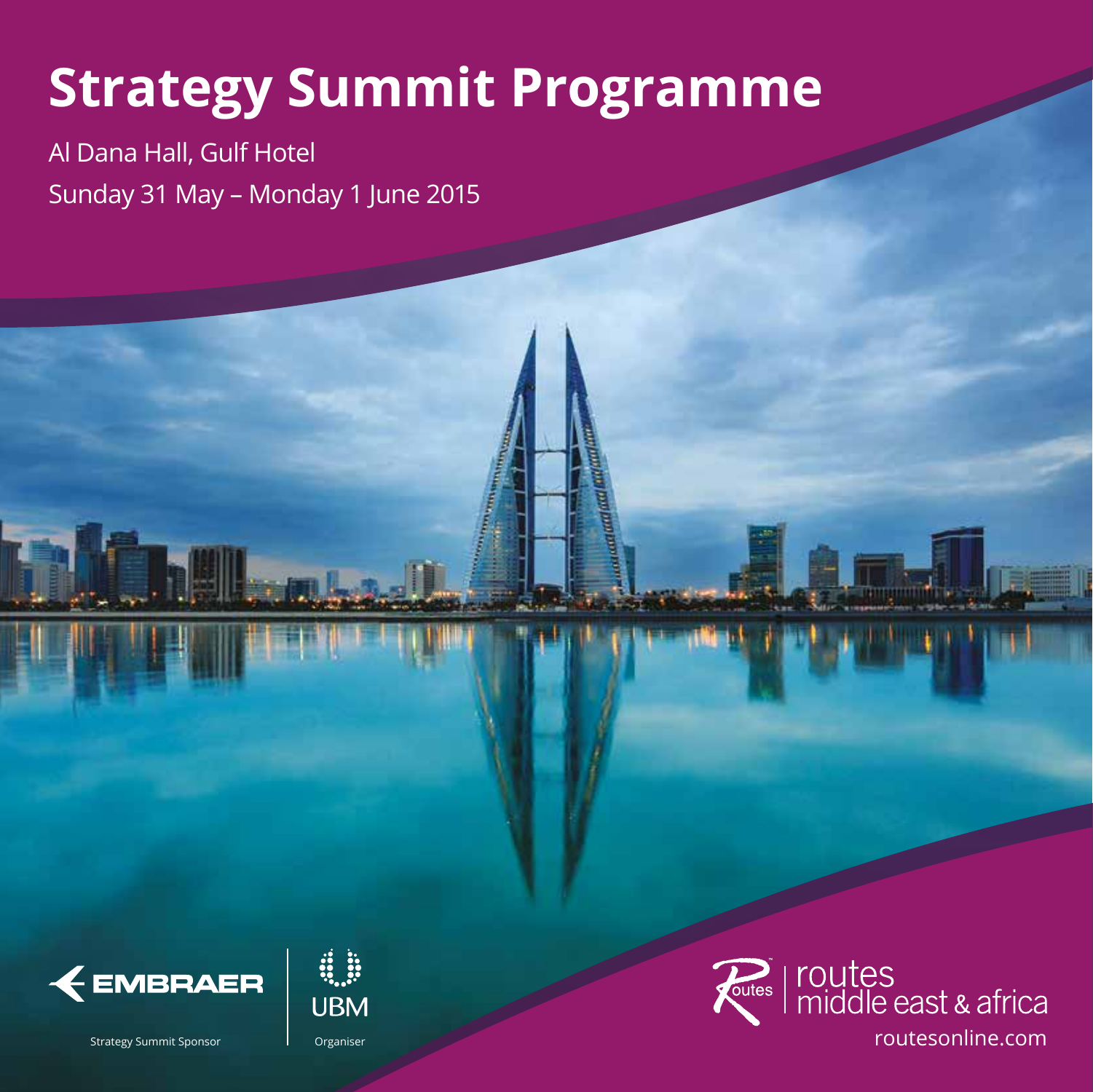# Strategy Summit Programme

Al Dana Hall, Gulf Hotel

Sunday 31 May – Monday 1 June 2015

EMBRAER

Strategy Summit Sponsor

UBM

Organiser

routes middle east & africa

routesonline.com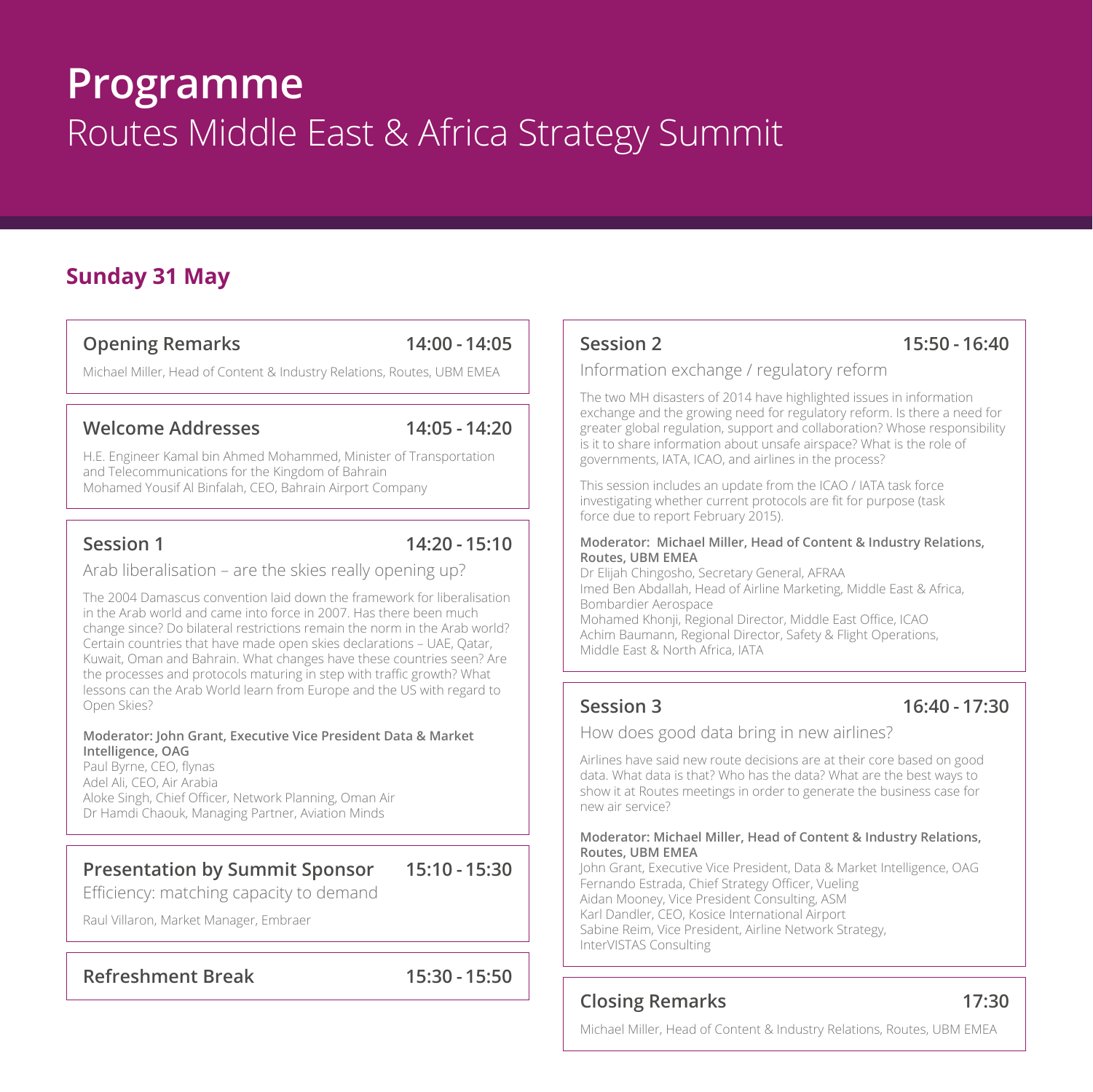# Programme

Routes Middle East & Africa Strategy Summit

## Sunday 31 May

### Opening Remarks — 14:00 - 14:05

Michael Miller, Head of Content & Industry Relations, Routes, UBM EMEA

### Welcome Addresses — 14:05 - 14:20

H.E. Engineer Kamal bin Ahmed Mohammed, Minister of Transportation and Telecommunications for the Kingdom of Bahrain
Mohamed Yousif Al Binfalah, CEO, Bahrain Airport Company

### Session 1 — 14:20 - 15:10

Arab liberalisation – are the skies really opening up?

The 2004 Damascus convention laid down the framework for liberalisation in the Arab world and came into force in 2007. Has there been much change since? Do bilateral restrictions remain the norm in the Arab world? Certain countries that have made open skies declarations – UAE, Qatar, Kuwait, Oman and Bahrain. What changes have these countries seen? Are the processes and protocols maturing in step with traffic growth? What lessons can the Arab World learn from Europe and the US with regard to Open Skies?

**Moderator: John Grant, Executive Vice President Data & Market Intelligence, OAG**
Paul Byrne, CEO, flynas
Adel Ali, CEO, Air Arabia
Aloke Singh, Chief Officer, Network Planning, Oman Air
Dr Hamdi Chaouk, Managing Partner, Aviation Minds

### Presentation by Summit Sponsor — 15:10 - 15:30

Efficiency: matching capacity to demand

Raul Villaron, Market Manager, Embraer

### Refreshment Break — 15:30 - 15:50

### Session 2 — 15:50 - 16:40

Information exchange / regulatory reform

The two MH disasters of 2014 have highlighted issues in information exchange and the growing need for regulatory reform. Is there a need for greater global regulation, support and collaboration? Whose responsibility is it to share information about unsafe airspace? What is the role of governments, IATA, ICAO, and airlines in the process?

This session includes an update from the ICAO / IATA task force investigating whether current protocols are fit for purpose (task force due to report February 2015).

**Moderator: Michael Miller, Head of Content & Industry Relations, Routes, UBM EMEA**
Dr Elijah Chingosho, Secretary General, AFRAA
Imed Ben Abdallah, Head of Airline Marketing, Middle East & Africa, Bombardier Aerospace
Mohamed Khonji, Regional Director, Middle East Office, ICAO
Achim Baumann, Regional Director, Safety & Flight Operations, Middle East & North Africa, IATA

### Session 3 — 16:40 - 17:30

How does good data bring in new airlines?

Airlines have said new route decisions are at their core based on good data. What data is that? Who has the data? What are the best ways to show it at Routes meetings in order to generate the business case for new air service?

**Moderator: Michael Miller, Head of Content & Industry Relations, Routes, UBM EMEA**
John Grant, Executive Vice President, Data & Market Intelligence, OAG
Fernando Estrada, Chief Strategy Officer, Vueling
Aidan Mooney, Vice President Consulting, ASM
Karl Dandler, CEO, Kosice International Airport
Sabine Reim, Vice President, Airline Network Strategy, InterVISTAS Consulting

### Closing Remarks — 17:30

Michael Miller, Head of Content & Industry Relations, Routes, UBM EMEA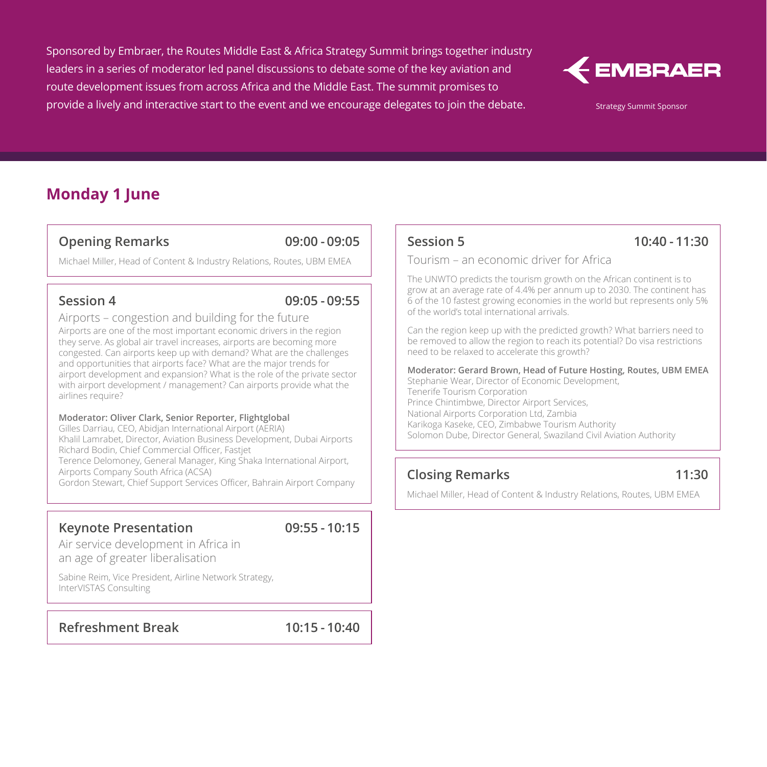Sponsored by Embraer, the Routes Middle East & Africa Strategy Summit brings together industry leaders in a series of moderator led panel discussions to debate some of the key aviation and route development issues from across Africa and the Middle East. The summit promises to provide a lively and interactive start to the event and we encourage delegates to join the debate.

EMBRAER

Strategy Summit Sponsor

## Monday 1 June

### Opening Remarks — 09:00 - 09:05

Michael Miller, Head of Content & Industry Relations, Routes, UBM EMEA

### Session 4 — 09:05 - 09:55

Airports – congestion and building for the future

Airports are one of the most important economic drivers in the region they serve. As global air travel increases, airports are becoming more congested. Can airports keep up with demand? What are the challenges and opportunities that airports face? What are the major trends for airport development and expansion? What is the role of the private sector with airport development / management? Can airports provide what the airlines require?

**Moderator: Oliver Clark, Senior Reporter, Flightglobal**
Gilles Darriau, CEO, Abidjan International Airport (AERIA)
Khalil Lamrabet, Director, Aviation Business Development, Dubai Airports
Richard Bodin, Chief Commercial Officer, Fastjet
Terence Delomoney, General Manager, King Shaka International Airport, Airports Company South Africa (ACSA)
Gordon Stewart, Chief Support Services Officer, Bahrain Airport Company

### Keynote Presentation — 09:55 - 10:15

Air service development in Africa in an age of greater liberalisation

Sabine Reim, Vice President, Airline Network Strategy, InterVISTAS Consulting

### Refreshment Break — 10:15 - 10:40

### Session 5 — 10:40 - 11:30

Tourism – an economic driver for Africa

The UNWTO predicts the tourism growth on the African continent is to grow at an average rate of 4.4% per annum up to 2030. The continent has 6 of the 10 fastest growing economies in the world but represents only 5% of the world's total international arrivals.

Can the region keep up with the predicted growth? What barriers need to be removed to allow the region to reach its potential? Do visa restrictions need to be relaxed to accelerate this growth?

**Moderator: Gerard Brown, Head of Future Hosting, Routes, UBM EMEA**
Stephanie Wear, Director of Economic Development, Tenerife Tourism Corporation
Prince Chintimbwe, Director Airport Services, National Airports Corporation Ltd, Zambia
Karikoga Kaseke, CEO, Zimbabwe Tourism Authority
Solomon Dube, Director General, Swaziland Civil Aviation Authority

### Closing Remarks — 11:30

Michael Miller, Head of Content & Industry Relations, Routes, UBM EMEA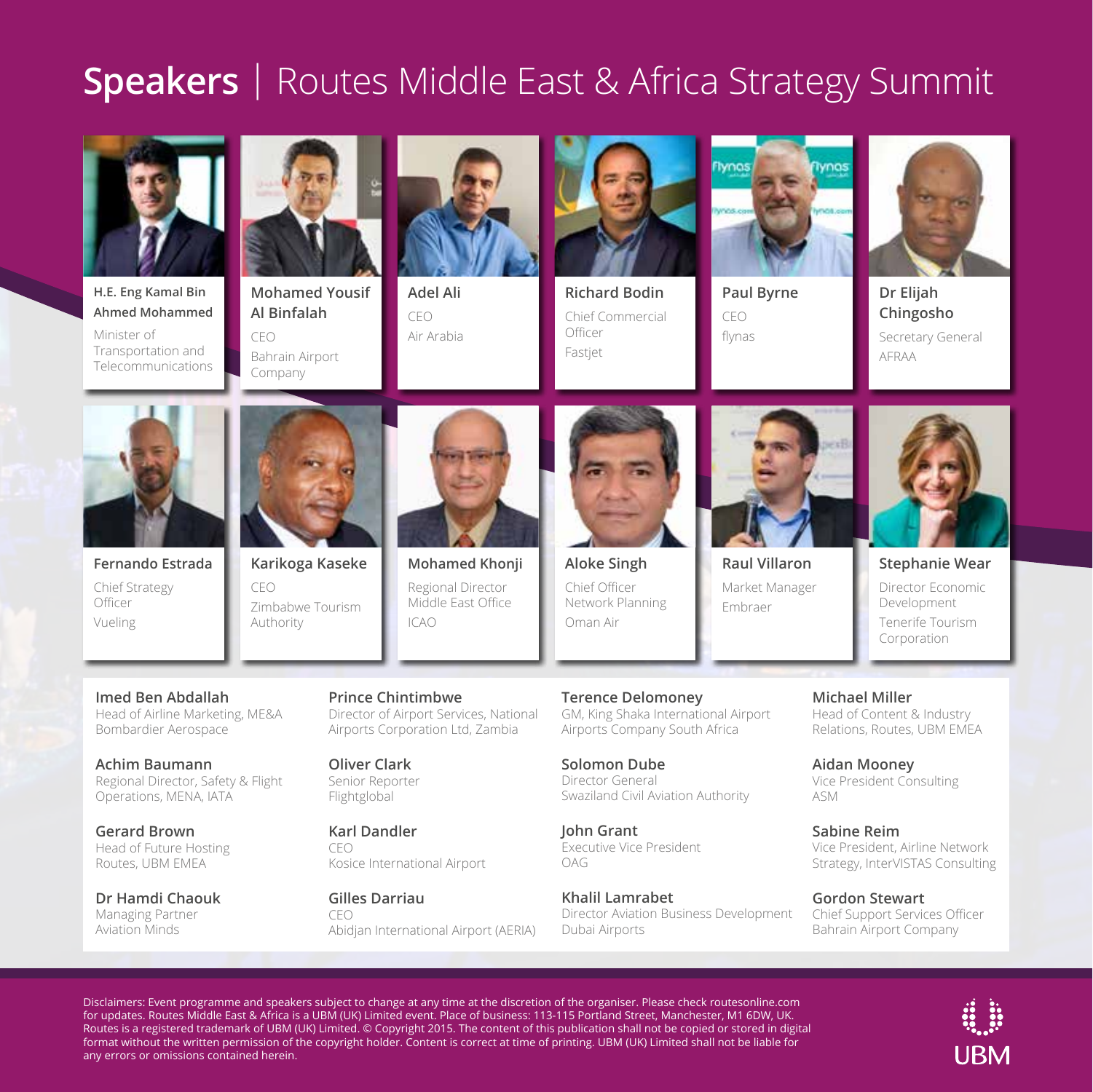# **Speakers** | Routes Middle East & Africa Strategy Summit

**H.E. Eng Kamal Bin Ahmed Mohammed**
Minister of Transportation and Telecommunications

**Mohamed Yousif Al Binfalah**
CEO
Bahrain Airport Company

**Adel Ali**
CEO
Air Arabia

**Richard Bodin**
Chief Commercial Officer
Fastjet

**Paul Byrne**
CEO
flynas

**Dr Elijah Chingosho**
Secretary General
AFRAA

**Fernando Estrada**
Chief Strategy Officer
Vueling

**Karikoga Kaseke**
CEO
Zimbabwe Tourism Authority

**Mohamed Khonji**
Regional Director Middle East Office
ICAO

**Aloke Singh**
Chief Officer Network Planning
Oman Air

**Raul Villaron**
Market Manager
Embraer

**Stephanie Wear**
Director Economic Development
Tenerife Tourism Corporation

**Imed Ben Abdallah**
Head of Airline Marketing, ME&A
Bombardier Aerospace

**Achim Baumann**
Regional Director, Safety & Flight Operations, MENA, IATA

**Gerard Brown**
Head of Future Hosting
Routes, UBM EMEA

**Dr Hamdi Chaouk**
Managing Partner
Aviation Minds

**Prince Chintimbwe**
Director of Airport Services, National Airports Corporation Ltd, Zambia

**Oliver Clark**
Senior Reporter
Flightglobal

**Karl Dandler**
CEO
Kosice International Airport

**Gilles Darriau**
CEO
Abidjan International Airport (AERIA)

**Terence Delomoney**
GM, King Shaka International Airport
Airports Company South Africa

**Solomon Dube**
Director General
Swaziland Civil Aviation Authority

**John Grant**
Executive Vice President
OAG

**Khalil Lamrabet**
Director Aviation Business Development
Dubai Airports

**Michael Miller**
Head of Content & Industry Relations, Routes, UBM EMEA

**Aidan Mooney**
Vice President Consulting
ASM

**Sabine Reim**
Vice President, Airline Network Strategy, InterVISTAS Consulting

**Gordon Stewart**
Chief Support Services Officer
Bahrain Airport Company

Disclaimers: Event programme and speakers subject to change at any time at the discretion of the organiser. Please check routesonline.com for updates. Routes Middle East & Africa is a UBM (UK) Limited event. Place of business: 113-115 Portland Street, Manchester, M1 6DW, UK. Routes is a registered trademark of UBM (UK) Limited. © Copyright 2015. The content of this publication shall not be copied or stored in digital format without the written permission of the copyright holder. Content is correct at time of printing. UBM (UK) Limited shall not be liable for any errors or omissions contained herein.

UBM